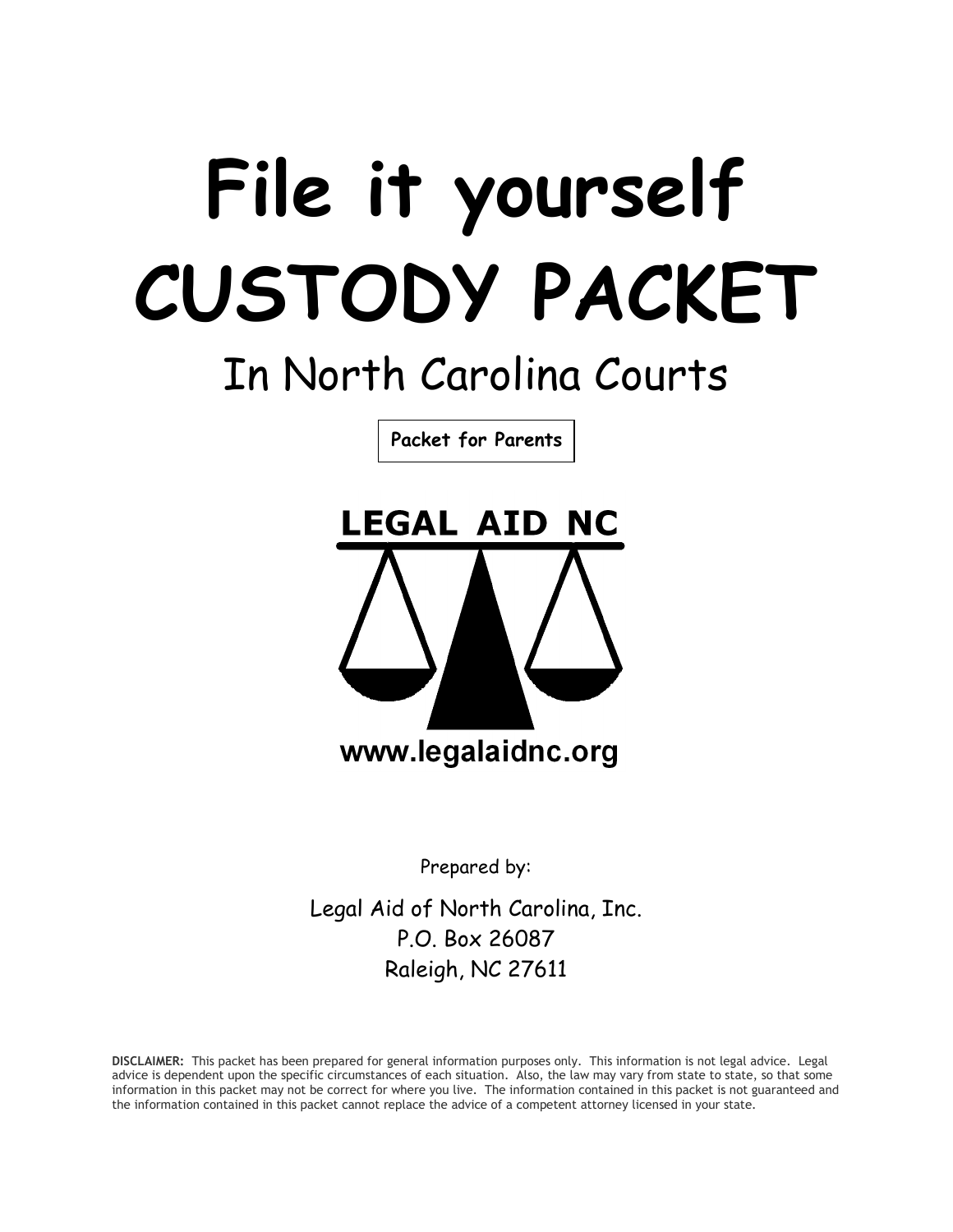# File it yourself CUSTODY PACKET

## In North Carolina Courts

**Packet for Parents**

LEGAL AID NC

www.legalaidnc.org

Prepared by:

Legal Aid of North Carolina, Inc.
P.O. Box 26087
Raleigh, NC 27611

**DISCLAIMER:** This packet has been prepared for general information purposes only. This information is not legal advice. Legal advice is dependent upon the specific circumstances of each situation. Also, the law may vary from state to state, so that some information in this packet may not be correct for where you live. The information contained in this packet is not guaranteed and the information contained in this packet cannot replace the advice of a competent attorney licensed in your state.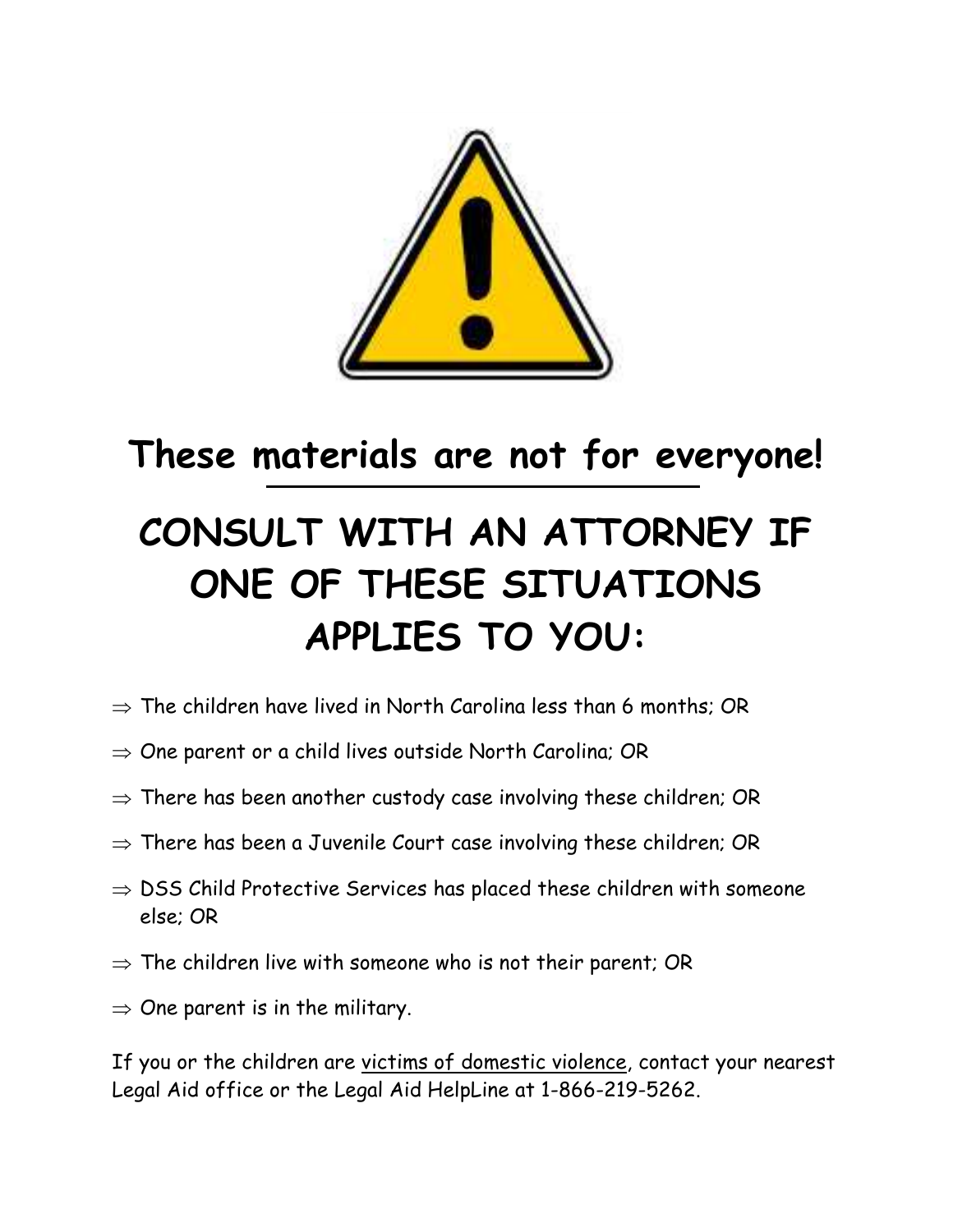# These materials are not for everyone!

# CONSULT WITH AN ATTORNEY IF ONE OF THESE SITUATIONS APPLIES TO YOU:

- ⇒ The children have lived in North Carolina less than 6 months; OR
- ⇒ One parent or a child lives outside North Carolina; OR
- ⇒ There has been another custody case involving these children; OR
- ⇒ There has been a Juvenile Court case involving these children; OR
- ⇒ DSS Child Protective Services has placed these children with someone else; OR
- ⇒ The children live with someone who is not their parent; OR
- ⇒ One parent is in the military.

If you or the children are victims of domestic violence, contact your nearest Legal Aid office or the Legal Aid HelpLine at 1-866-219-5262.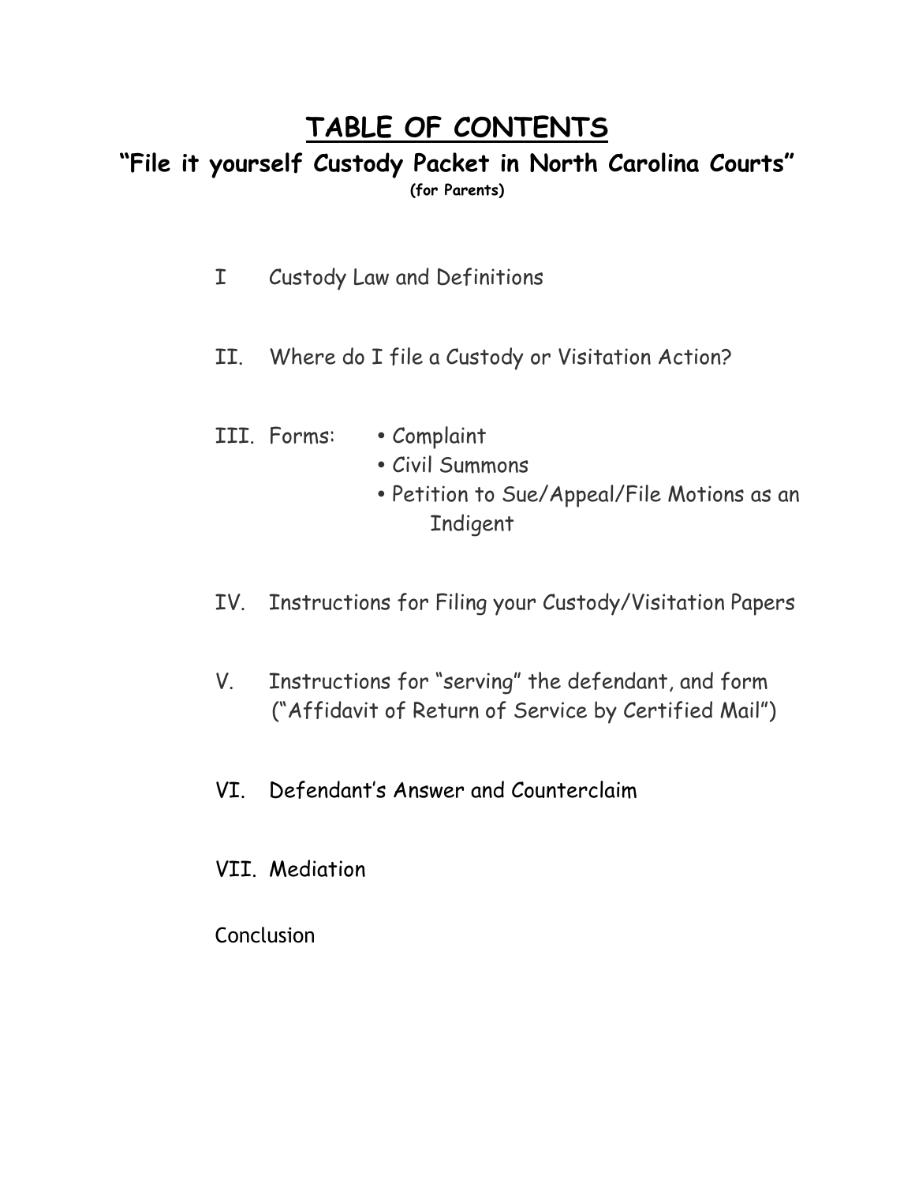# TABLE OF CONTENTS

## "File it yourself Custody Packet in North Carolina Courts"

**(for Parents)**

I Custody Law and Definitions

II. Where do I file a Custody or Visitation Action?

III. Forms:
- Complaint
- Civil Summons
- Petition to Sue/Appeal/File Motions as an Indigent

IV. Instructions for Filing your Custody/Visitation Papers

V. Instructions for "serving" the defendant, and form ("Affidavit of Return of Service by Certified Mail")

VI. Defendant's Answer and Counterclaim

VII. Mediation

Conclusion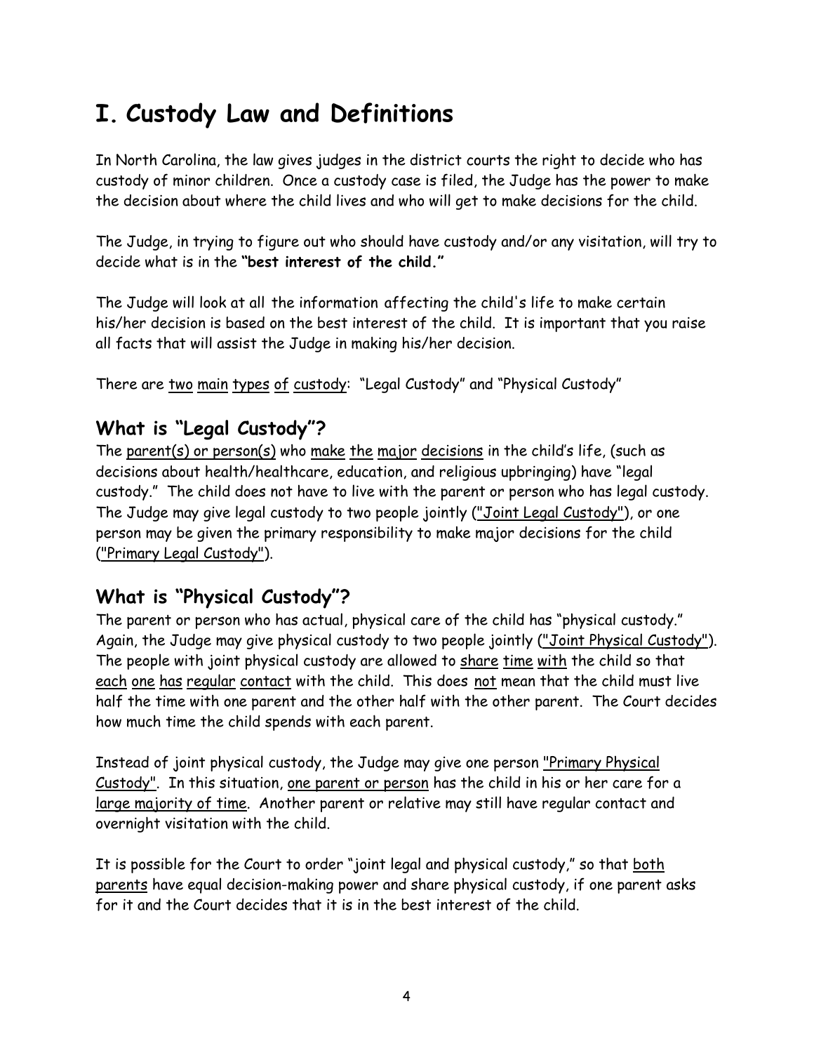# I. Custody Law and Definitions

In North Carolina, the law gives judges in the district courts the right to decide who has custody of minor children. Once a custody case is filed, the Judge has the power to make the decision about where the child lives and who will get to make decisions for the child.

The Judge, in trying to figure out who should have custody and/or any visitation, will try to decide what is in the **"best interest of the child."**

The Judge will look at all the information affecting the child's life to make certain his/her decision is based on the best interest of the child. It is important that you raise all facts that will assist the Judge in making his/her decision.

There are two main types of custody: "Legal Custody" and "Physical Custody"

## What is "Legal Custody"?

The parent(s) or person(s) who make the major decisions in the child's life, (such as decisions about health/healthcare, education, and religious upbringing) have "legal custody." The child does not have to live with the parent or person who has legal custody. The Judge may give legal custody to two people jointly ("Joint Legal Custody"), or one person may be given the primary responsibility to make major decisions for the child ("Primary Legal Custody").

## What is "Physical Custody"?

The parent or person who has actual, physical care of the child has "physical custody." Again, the Judge may give physical custody to two people jointly ("Joint Physical Custody"). The people with joint physical custody are allowed to share time with the child so that each one has regular contact with the child. This does not mean that the child must live half the time with one parent and the other half with the other parent. The Court decides how much time the child spends with each parent.

Instead of joint physical custody, the Judge may give one person "Primary Physical Custody". In this situation, one parent or person has the child in his or her care for a large majority of time. Another parent or relative may still have regular contact and overnight visitation with the child.

It is possible for the Court to order "joint legal and physical custody," so that both parents have equal decision-making power and share physical custody, if one parent asks for it and the Court decides that it is in the best interest of the child.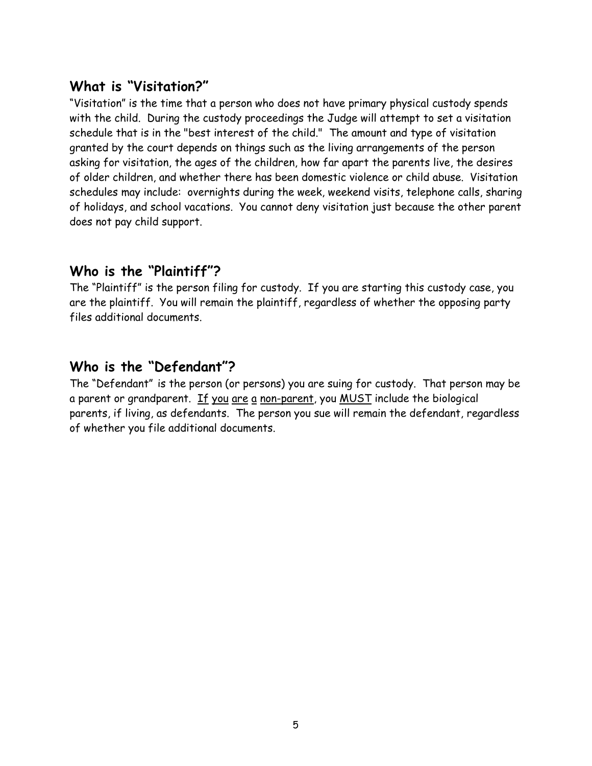## What is "Visitation?"

"Visitation" is the time that a person who does not have primary physical custody spends with the child. During the custody proceedings the Judge will attempt to set a visitation schedule that is in the "best interest of the child." The amount and type of visitation granted by the court depends on things such as the living arrangements of the person asking for visitation, the ages of the children, how far apart the parents live, the desires of older children, and whether there has been domestic violence or child abuse. Visitation schedules may include: overnights during the week, weekend visits, telephone calls, sharing of holidays, and school vacations. You cannot deny visitation just because the other parent does not pay child support.

## Who is the "Plaintiff"?

The "Plaintiff" is the person filing for custody. If you are starting this custody case, you are the plaintiff. You will remain the plaintiff, regardless of whether the opposing party files additional documents.

## Who is the "Defendant"?

The "Defendant" is the person (or persons) you are suing for custody. That person may be a parent or grandparent. <u>If you are a non-parent</u>, you <u>MUST</u> include the biological parents, if living, as defendants. The person you sue will remain the defendant, regardless of whether you file additional documents.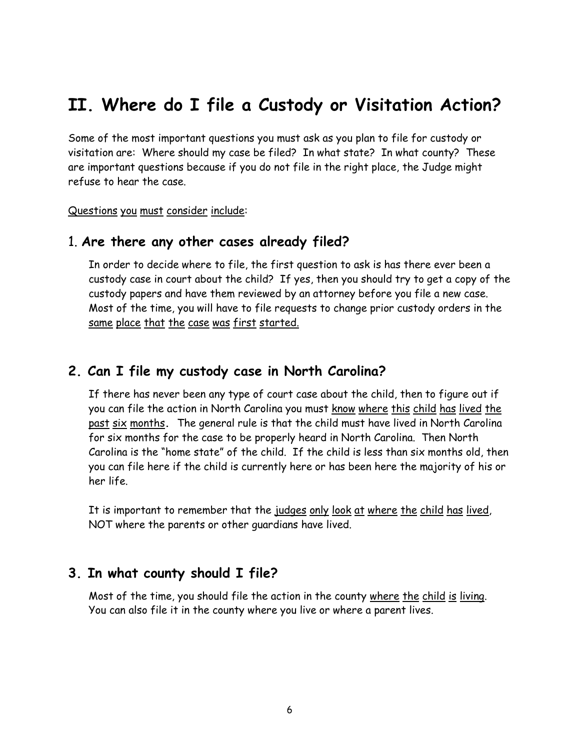# II. Where do I file a Custody or Visitation Action?

Some of the most important questions you must ask as you plan to file for custody or visitation are: Where should my case be filed? In what state? In what county? These are important questions because if you do not file in the right place, the Judge might refuse to hear the case.

<u>Questions you must consider include</u>:

## 1. Are there any other cases already filed?

In order to decide where to file, the first question to ask is has there ever been a custody case in court about the child? If yes, then you should try to get a copy of the custody papers and have them reviewed by an attorney before you file a new case. Most of the time, you will have to file requests to change prior custody orders in the <u>same place that the case was first started.</u>

## 2. Can I file my custody case in North Carolina?

If there has never been any type of court case about the child, then to figure out if you can file the action in North Carolina you must <u>know where this child has lived the past six months</u>. The general rule is that the child must have lived in North Carolina for six months for the case to be properly heard in North Carolina. Then North Carolina is the "home state" of the child. If the child is less than six months old, then you can file here if the child is currently here or has been here the majority of his or her life.

It is important to remember that the <u>judges only look at where the child has lived</u>, NOT where the parents or other guardians have lived.

## 3. In what county should I file?

Most of the time, you should file the action in the county <u>where the child is living</u>. You can also file it in the county where you live or where a parent lives.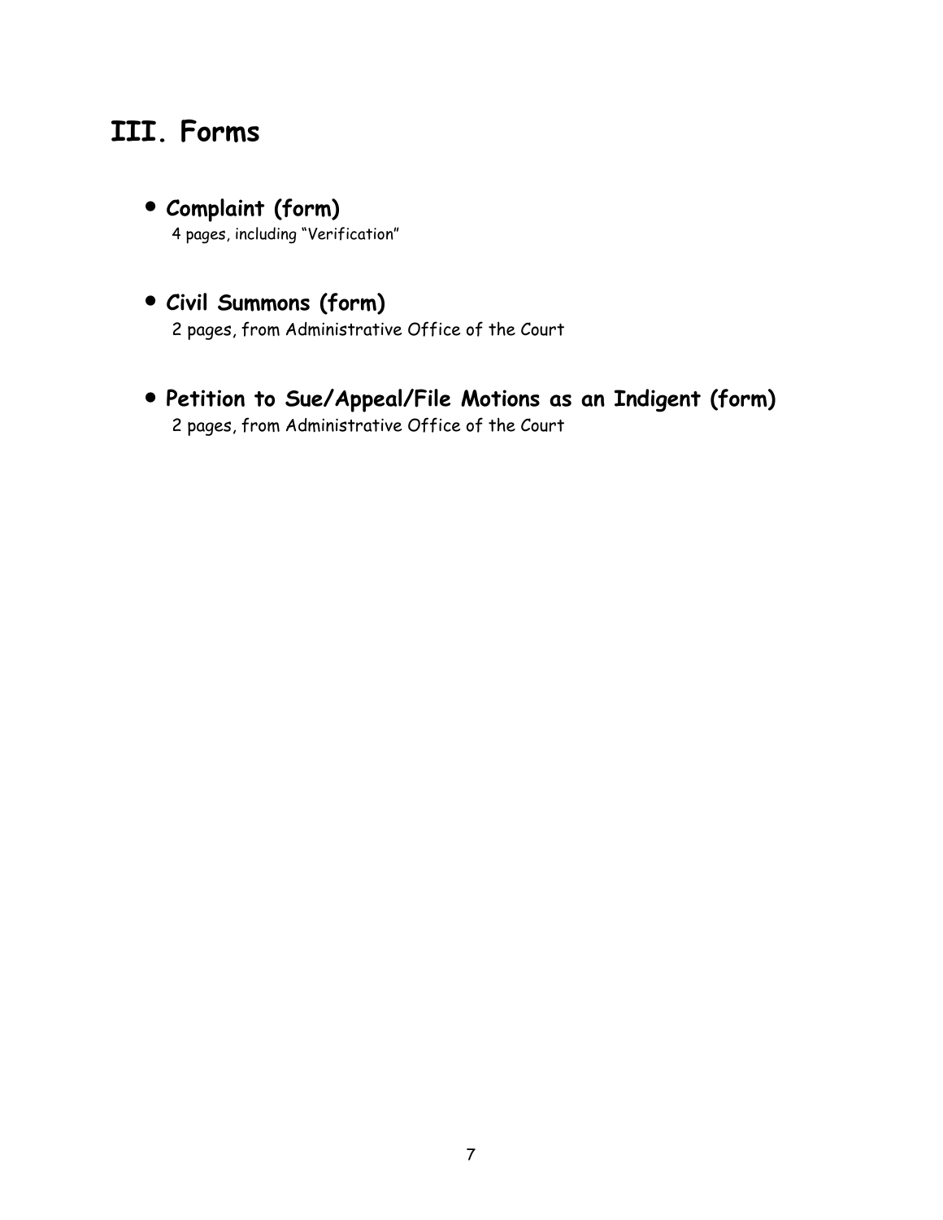# III. Forms

- **Complaint (form)**
  4 pages, including "Verification"

- **Civil Summons (form)**
  2 pages, from Administrative Office of the Court

- **Petition to Sue/Appeal/File Motions as an Indigent (form)**
  2 pages, from Administrative Office of the Court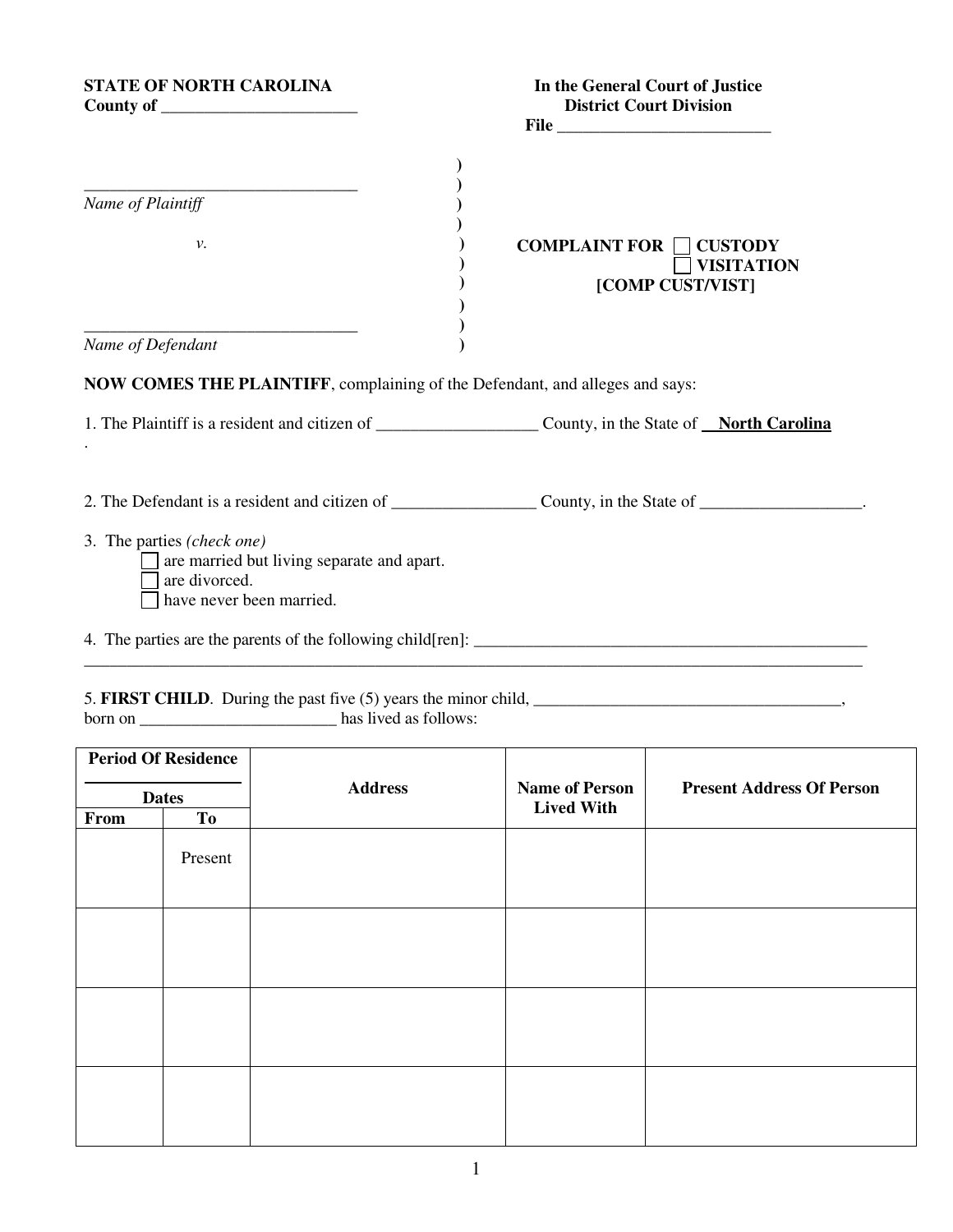**STATE OF NORTH CAROLINA**
**County of \_\_\_\_\_\_\_\_\_\_\_\_\_\_\_\_\_\_\_\_\_\_\_\_**

**In the General Court of Justice**
**District Court Division**
**File \_\_\_\_\_\_\_\_\_\_\_\_\_\_\_\_\_\_\_\_\_\_\_\_\_\_**

\_\_\_\_\_\_\_\_\_\_\_\_\_\_\_\_\_\_\_\_\_\_\_\_\_\_\_\_\_\_\_\_\_
*Name of Plaintiff*

*v.*

\_\_\_\_\_\_\_\_\_\_\_\_\_\_\_\_\_\_\_\_\_\_\_\_\_\_\_\_\_\_\_\_\_
*Name of Defendant*

**COMPLAINT FOR ☐ CUSTODY**
**☐ VISITATION**
**[COMP CUST/VIST]**

**NOW COMES THE PLAINTIFF**, complaining of the Defendant, and alleges and says:

1. The Plaintiff is a resident and citizen of \_\_\_\_\_\_\_\_\_\_\_\_\_\_\_\_\_\_\_ County, in the State of **North Carolina**.

2. The Defendant is a resident and citizen of \_\_\_\_\_\_\_\_\_\_\_\_\_\_\_\_\_ County, in the State of \_\_\_\_\_\_\_\_\_\_\_\_\_\_\_\_\_\_\_.

3. The parties *(check one)*
   - ☐ are married but living separate and apart.
   - ☐ are divorced.
   - ☐ have never been married.

4. The parties are the parents of the following child[ren]: \_\_\_\_\_\_\_\_\_\_\_\_\_\_\_\_\_\_\_\_\_\_\_\_\_\_\_\_\_\_\_\_\_\_\_\_\_\_\_\_\_\_\_\_\_\_\_\_\_\_
\_\_\_\_\_\_\_\_\_\_\_\_\_\_\_\_\_\_\_\_\_\_\_\_\_\_\_\_\_\_\_\_\_\_\_\_\_\_\_\_\_\_\_\_\_\_\_\_\_\_\_\_\_\_\_\_\_\_\_\_\_\_\_\_\_\_\_\_\_\_\_\_\_\_\_\_\_\_\_\_\_\_\_\_\_\_\_\_\_\_\_\_\_\_\_

5. **FIRST CHILD**. During the past five (5) years the minor child, \_\_\_\_\_\_\_\_\_\_\_\_\_\_\_\_\_\_\_\_\_\_\_\_\_\_\_\_\_\_\_\_\_\_\_\_\_\_, born on \_\_\_\_\_\_\_\_\_\_\_\_\_\_\_\_\_\_\_\_\_\_\_\_ has lived as follows:

| Period Of Residence — Dates | | Address | Name of Person Lived With | Present Address Of Person |
|---|---|---|---|---|
| From | To | | | |
| | Present | | | |
| | | | | |
| | | | | |
| | | | | |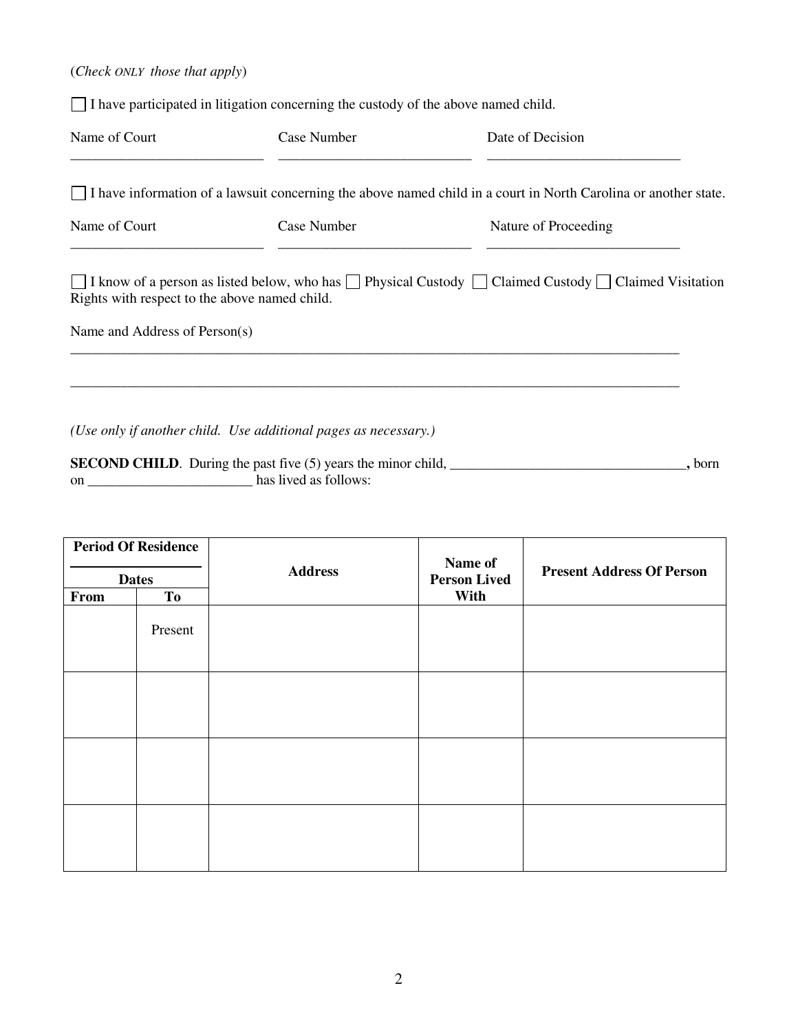(*Check ONLY those that apply*)

☐ I have participated in litigation concerning the custody of the above named child.

| Name of Court | Case Number | Date of Decision |
|---|---|---|
| ___________________________ | ___________________________ | ___________________________ |

☐ I have information of a lawsuit concerning the above named child in a court in North Carolina or another state.

| Name of Court | Case Number | Nature of Proceeding |
|---|---|---|
| ___________________________ | ___________________________ | ___________________________ |

☐ I know of a person as listed below, who has ☐ Physical Custody ☐ Claimed Custody ☐ Claimed Visitation Rights with respect to the above named child.

Name and Address of Person(s)

_____________________________________________________________________________________

_____________________________________________________________________________________

*(Use only if another child. Use additional pages as necessary.)*

**SECOND CHILD**. During the past five (5) years the minor child, _________________________________**,** born on _______________________ has lived as follows:

| Period Of Residence Dates | | Address | Name of Person Lived With | Present Address Of Person |
|---|---|---|---|---|
| **From** | **To** | | | |
| | Present | | | |
| | | | | |
| | | | | |
| | | | | |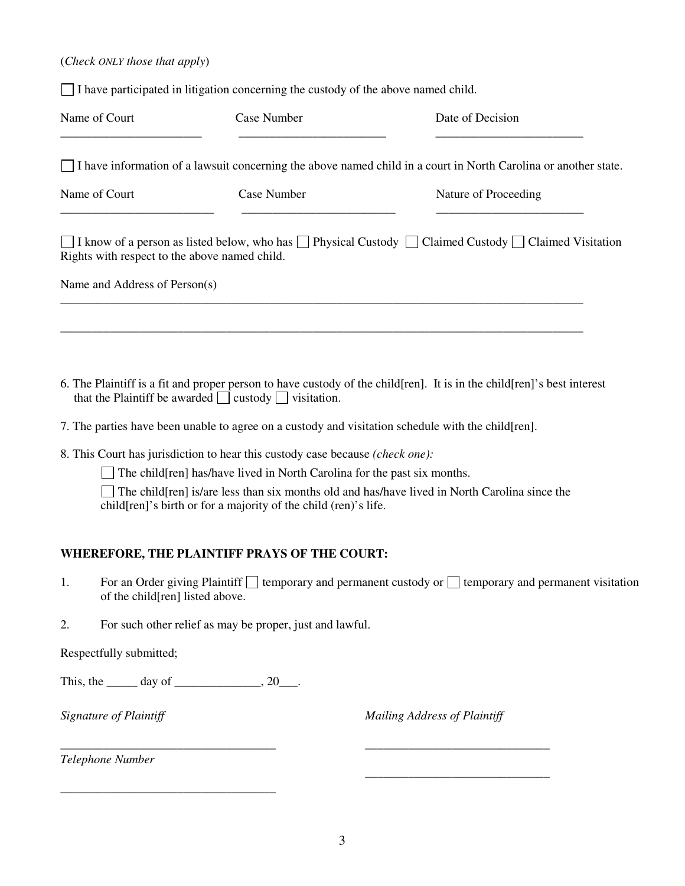(*Check ONLY those that apply*)

☐ I have participated in litigation concerning the custody of the above named child.

| Name of Court | Case Number | Date of Decision |
|---|---|---|
| _______________________ | ________________________ | ________________________ |

☐ I have information of a lawsuit concerning the above named child in a court in North Carolina or another state.

| Name of Court | Case Number | Nature of Proceeding |
|---|---|---|
| _________________________ | _________________________ | ________________________ |

☐ I know of a person as listed below, who has ☐ Physical Custody ☐ Claimed Custody ☐ Claimed Visitation Rights with respect to the above named child.

Name and Address of Person(s)

_____________________________________________________________________________________

_____________________________________________________________________________________

6. The Plaintiff is a fit and proper person to have custody of the child[ren]. It is in the child[ren]'s best interest that the Plaintiff be awarded ☐ custody ☐ visitation.

7. The parties have been unable to agree on a custody and visitation schedule with the child[ren].

8. This Court has jurisdiction to hear this custody case because *(check one):*

   ☐ The child[ren] has/have lived in North Carolina for the past six months.

   ☐ The child[ren] is/are less than six months old and has/have lived in North Carolina since the child[ren]'s birth or for a majority of the child (ren)'s life.

**WHEREFORE, THE PLAINTIFF PRAYS OF THE COURT:**

1. For an Order giving Plaintiff ☐ temporary and permanent custody or ☐ temporary and permanent visitation of the child[ren] listed above.

2. For such other relief as may be proper, just and lawful.

Respectfully submitted;

This, the _____ day of ______________, 20___.

*Signature of Plaintiff*

___________________________________

*Telephone Number*

___________________________________

*Mailing Address of Plaintiff*

______________________________

______________________________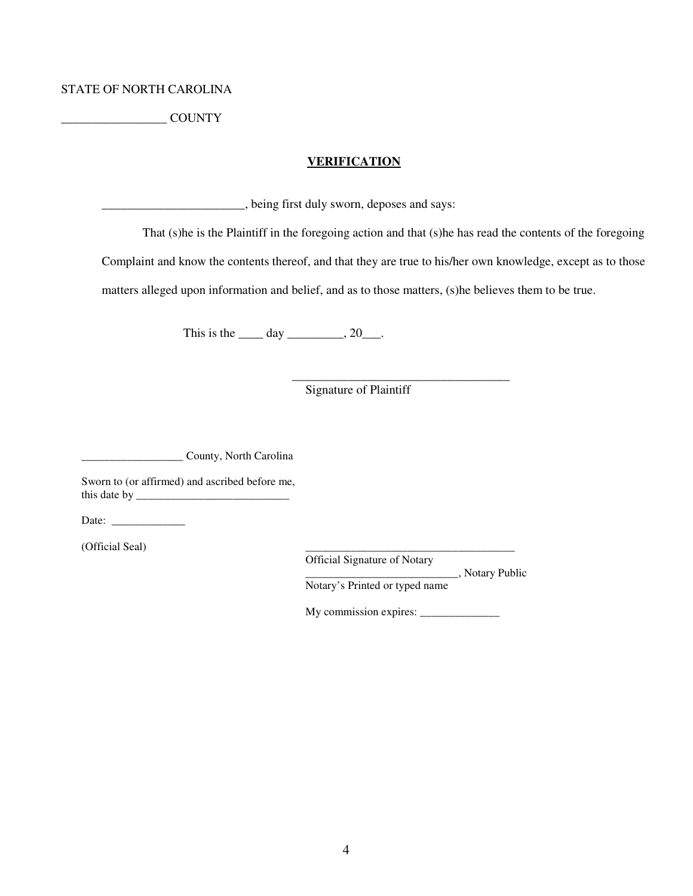STATE OF NORTH CAROLINA

_________________ COUNTY

## VERIFICATION

_______________________, being first duly sworn, deposes and says:

That (s)he is the Plaintiff in the foregoing action and that (s)he has read the contents of the foregoing Complaint and know the contents thereof, and that they are true to his/her own knowledge, except as to those matters alleged upon information and belief, and as to those matters, (s)he believes them to be true.

This is the ____ day _________, 20___.

____________________________________
Signature of Plaintiff

__________________ County, North Carolina

Sworn to (or affirmed) and ascribed before me, this date by ___________________________

Date: _____________

(Official Seal)

____________________________________
Official Signature of Notary

___________________________, Notary Public
Notary's Printed or typed name

My commission expires: ______________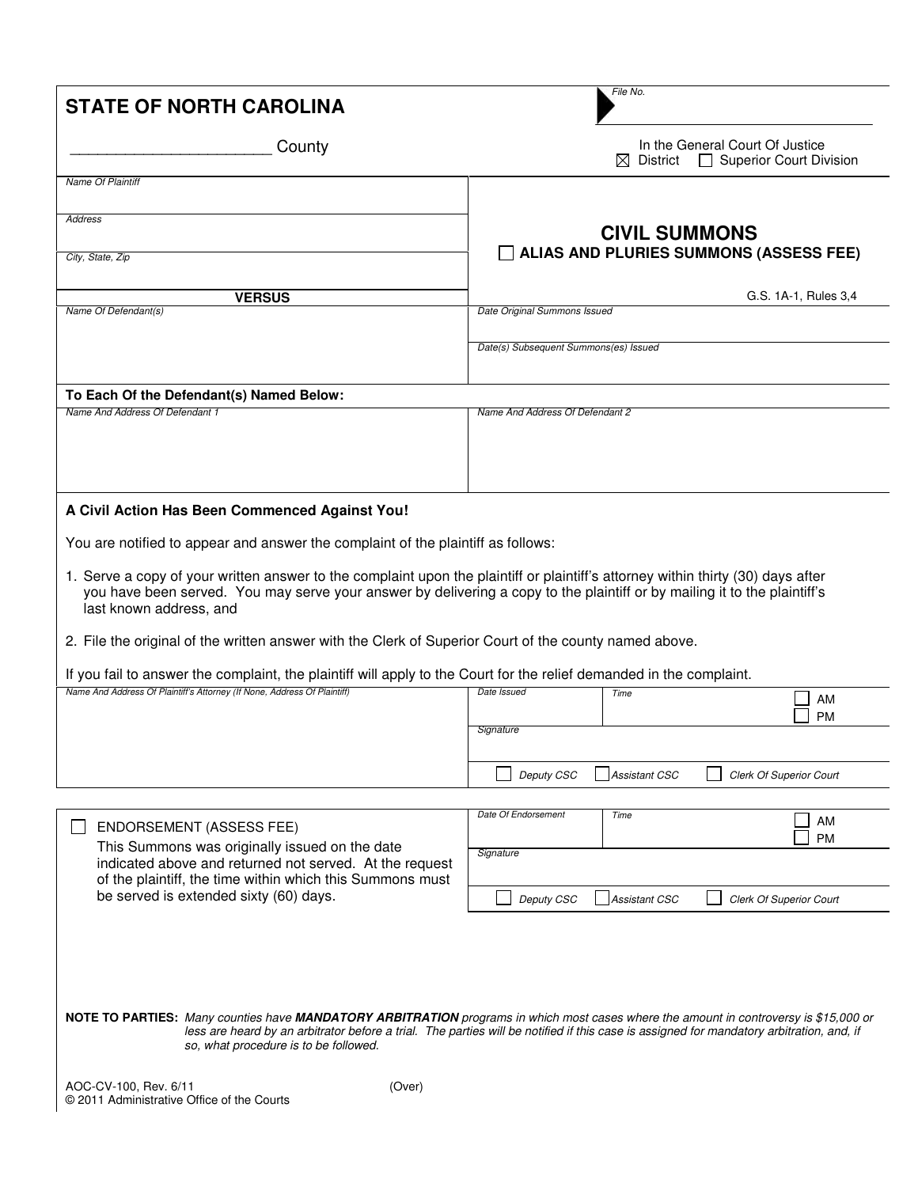# STATE OF NORTH CAROLINA

File No.

_______________________ County

In the General Court Of Justice
☒ District ☐ Superior Court Division

| | |
|---|---|
| *Name Of Plaintiff* | **CIVIL SUMMONS** |
| *Address* | ☐ **ALIAS AND PLURIES SUMMONS (ASSESS FEE)** |
| *City, State, Zip* | G.S. 1A-1, Rules 3,4 |
| **VERSUS** | |
| *Name Of Defendant(s)* | *Date Original Summons Issued* |
| | *Date(s) Subsequent Summons(es) Issued* |

**To Each Of the Defendant(s) Named Below:**

| *Name And Address Of Defendant 1* | *Name And Address Of Defendant 2* |
|---|---|
| | |

**A Civil Action Has Been Commenced Against You!**

You are notified to appear and answer the complaint of the plaintiff as follows:

1. Serve a copy of your written answer to the complaint upon the plaintiff or plaintiff's attorney within thirty (30) days after you have been served. You may serve your answer by delivering a copy to the plaintiff or by mailing it to the plaintiff's last known address, and

2. File the original of the written answer with the Clerk of Superior Court of the county named above.

If you fail to answer the complaint, the plaintiff will apply to the Court for the relief demanded in the complaint.

| *Name And Address Of Plaintiff's Attorney (If None, Address Of Plaintiff)* | *Date Issued* | *Time* ☐ AM ☐ PM |
|---|---|---|
| | *Signature* | |
| | ☐ *Deputy CSC* ☐ *Assistant CSC* ☐ *Clerk Of Superior Court* | |

| | | |
|---|---|---|
| ☐ ENDORSEMENT (ASSESS FEE)<br>This Summons was originally issued on the date indicated above and returned not served. At the request of the plaintiff, the time within which this Summons must be served is extended sixty (60) days. | *Date Of Endorsement* | *Time* ☐ AM ☐ PM |
| | *Signature* | |
| | ☐ *Deputy CSC* ☐ *Assistant CSC* ☐ *Clerk Of Superior Court* | |

**NOTE TO PARTIES:** *Many counties have* ***MANDATORY ARBITRATION*** *programs in which most cases where the amount in controversy is $15,000 or less are heard by an arbitrator before a trial. The parties will be notified if this case is assigned for mandatory arbitration, and, if so, what procedure is to be followed.*

AOC-CV-100, Rev. 6/11 (Over)
© 2011 Administrative Office of the Courts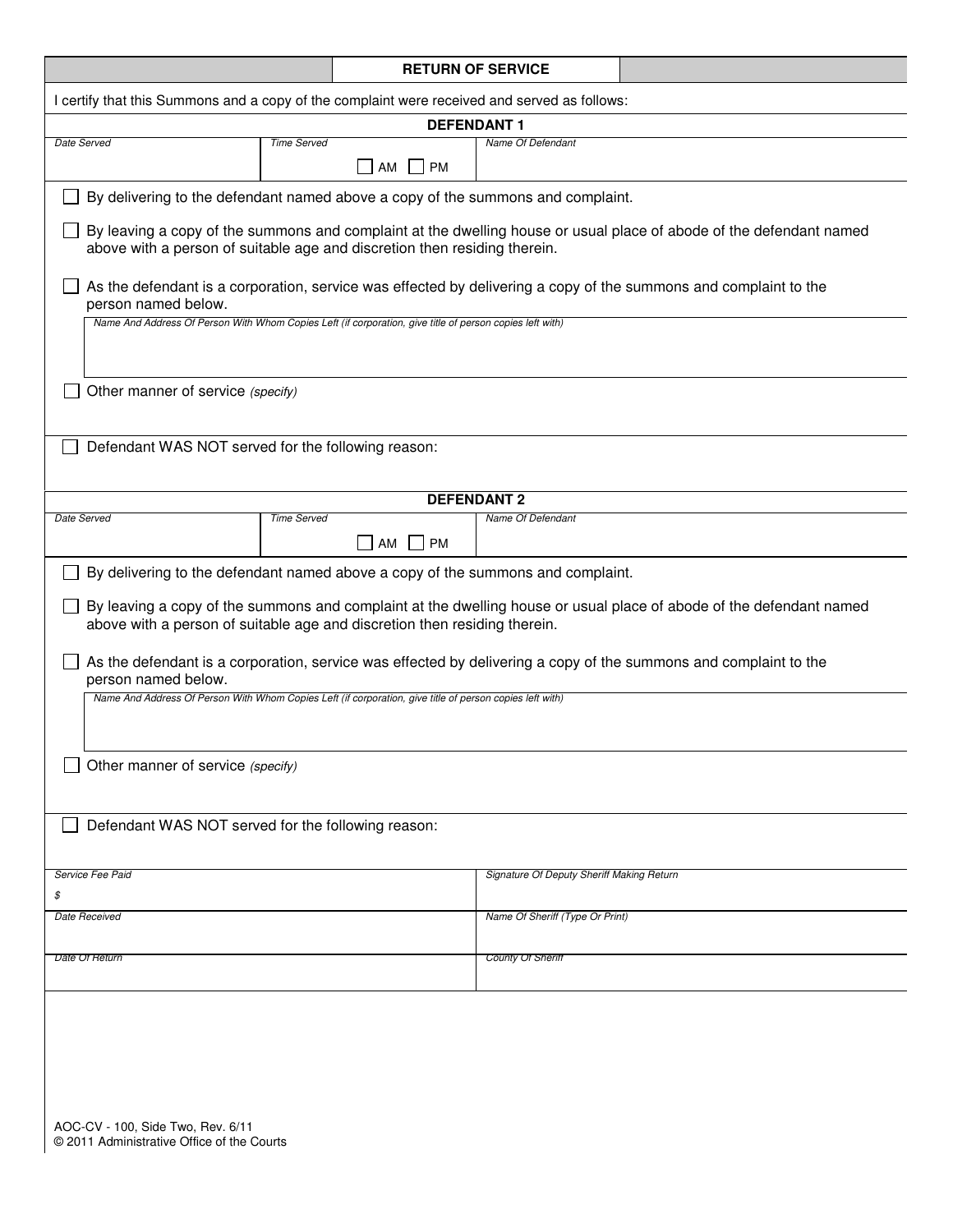## RETURN OF SERVICE

I certify that this Summons and a copy of the complaint were received and served as follows:

### DEFENDANT 1

| *Date Served* | *Time Served* | *Name Of Defendant* |
|---|---|---|
| | ☐ AM ☐ PM | |

☐ By delivering to the defendant named above a copy of the summons and complaint.

☐ By leaving a copy of the summons and complaint at the dwelling house or usual place of abode of the defendant named above with a person of suitable age and discretion then residing therein.

☐ As the defendant is a corporation, service was effected by delivering a copy of the summons and complaint to the person named below.

*Name And Address Of Person With Whom Copies Left (if corporation, give title of person copies left with)*

☐ Other manner of service *(specify)*

☐ Defendant WAS NOT served for the following reason:

### DEFENDANT 2

| *Date Served* | *Time Served* | *Name Of Defendant* |
|---|---|---|
| | ☐ AM ☐ PM | |

☐ By delivering to the defendant named above a copy of the summons and complaint.

☐ By leaving a copy of the summons and complaint at the dwelling house or usual place of abode of the defendant named above with a person of suitable age and discretion then residing therein.

☐ As the defendant is a corporation, service was effected by delivering a copy of the summons and complaint to the person named below.

*Name And Address Of Person With Whom Copies Left (if corporation, give title of person copies left with)*

☐ Other manner of service *(specify)*

☐ Defendant WAS NOT served for the following reason:

| | |
|---|---|
| *Service Fee Paid*<br>$ | *Signature Of Deputy Sheriff Making Return* |
| *Date Received* | *Name Of Sheriff (Type Or Print)* |
| *Date Of Return* | *County Of Sheriff* |

AOC-CV - 100, Side Two, Rev. 6/11
© 2011 Administrative Office of the Courts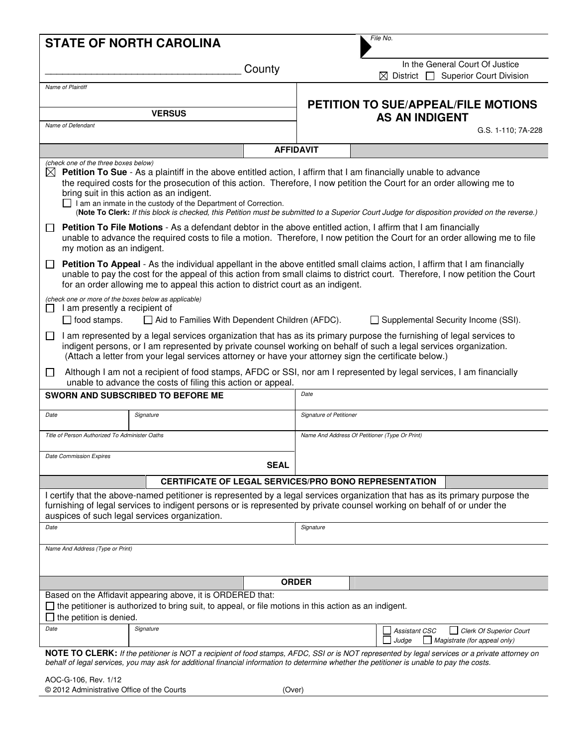# STATE OF NORTH CAROLINA

File No.

_________________________________ County

In the General Court Of Justice
☒ District ☐ Superior Court Division

Name of Plaintiff

VERSUS

Name of Defendant

## PETITION TO SUE/APPEAL/FILE MOTIONS AS AN INDIGENT

G.S. 1-110; 7A-228

### AFFIDAVIT

*(check one of the three boxes below)*

☒ **Petition To Sue** - As a plaintiff in the above entitled action, I affirm that I am financially unable to advance the required costs for the prosecution of this action. Therefore, I now petition the Court for an order allowing me to bring suit in this action as an indigent.

☐ I am an inmate in the custody of the Department of Correction.
(**Note To Clerk:** *If this block is checked, this Petition must be submitted to a Superior Court Judge for disposition provided on the reverse.)*

☐ **Petition To File Motions** - As a defendant debtor in the above entitled action, I affirm that I am financially unable to advance the required costs to file a motion. Therefore, I now petition the Court for an order allowing me to file my motion as an indigent.

☐ **Petition To Appeal** - As the individual appellant in the above entitled small claims action, I affirm that I am financially unable to pay the cost for the appeal of this action from small claims to district court. Therefore, I now petition the Court for an order allowing me to appeal this action to district court as an indigent.

*(check one or more of the boxes below as applicable)*

☐ I am presently a recipient of
☐ food stamps. ☐ Aid to Families With Dependent Children (AFDC). ☐ Supplemental Security Income (SSI).

☐ I am represented by a legal services organization that has as its primary purpose the furnishing of legal services to indigent persons, or I am represented by private counsel working on behalf of such a legal services organization. (Attach a letter from your legal services attorney or have your attorney sign the certificate below.)

☐ Although I am not a recipient of food stamps, AFDC or SSI, nor am I represented by legal services, I am financially unable to advance the costs of filing this action or appeal.

**SWORN AND SUBSCRIBED TO BEFORE ME**

| Date | Signature | Date |
|---|---|---|
| | | Signature of Petitioner |

Title of Person Authorized To Administer Oaths

Date Commission Expires

**SEAL**

Name And Address Of Petitioner (Type Or Print)

### CERTIFICATE OF LEGAL SERVICES/PRO BONO REPRESENTATION

I certify that the above-named petitioner is represented by a legal services organization that has as its primary purpose the furnishing of legal services to indigent persons or is represented by private counsel working on behalf of or under the auspices of such legal services organization.

| Date | Signature |
|---|---|

Name And Address (Type or Print)

### ORDER

Based on the Affidavit appearing above, it is ORDERED that:

☐ the petitioner is authorized to bring suit, to appeal, or file motions in this action as an indigent.

☐ the petition is denied.

| Date | Signature | ☐ Assistant CSC ☐ Clerk Of Superior Court ☐ Judge ☐ Magistrate (for appeal only) |
|---|---|---|

**NOTE TO CLERK:** *If the petitioner is NOT a recipient of food stamps, AFDC, SSI or is NOT represented by legal services or a private attorney on behalf of legal services, you may ask for additional financial information to determine whether the petitioner is unable to pay the costs.*

AOC-G-106, Rev. 1/12
© 2012 Administrative Office of the Courts (Over)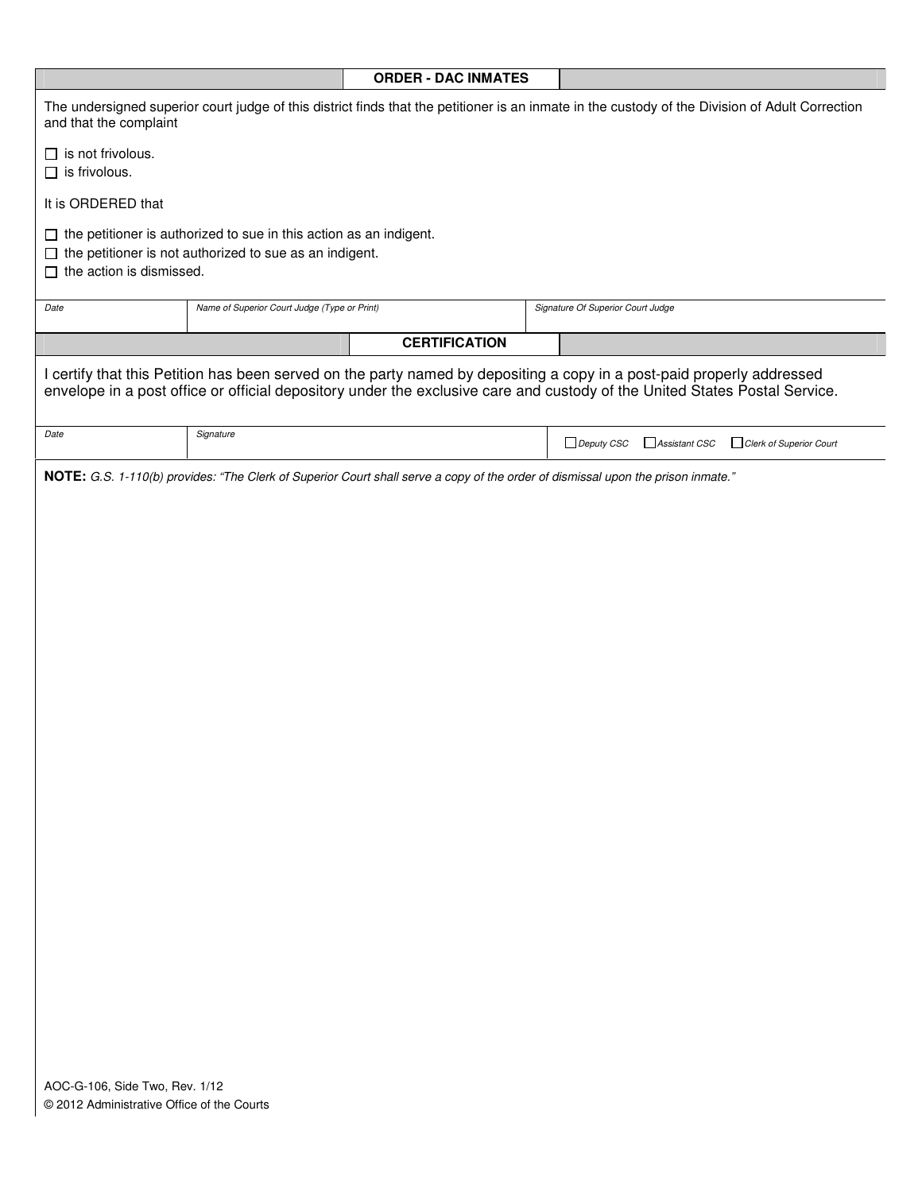## ORDER - DAC INMATES

The undersigned superior court judge of this district finds that the petitioner is an inmate in the custody of the Division of Adult Correction and that the complaint

- ☐ is not frivolous.
- ☐ is frivolous.

It is ORDERED that

- ☐ the petitioner is authorized to sue in this action as an indigent.
- ☐ the petitioner is not authorized to sue as an indigent.
- ☐ the action is dismissed.

| Date | Name of Superior Court Judge (Type or Print) | Signature Of Superior Court Judge |
| --- | --- | --- |
| | | |

## CERTIFICATION

I certify that this Petition has been served on the party named by depositing a copy in a post-paid properly addressed envelope in a post office or official depository under the exclusive care and custody of the United States Postal Service.

| Date | Signature | ☐ Deputy CSC ☐ Assistant CSC ☐ Clerk of Superior Court |
| --- | --- | --- |
| | | |

**NOTE:** *G.S. 1-110(b) provides: "The Clerk of Superior Court shall serve a copy of the order of dismissal upon the prison inmate."*

AOC-G-106, Side Two, Rev. 1/12
© 2012 Administrative Office of the Courts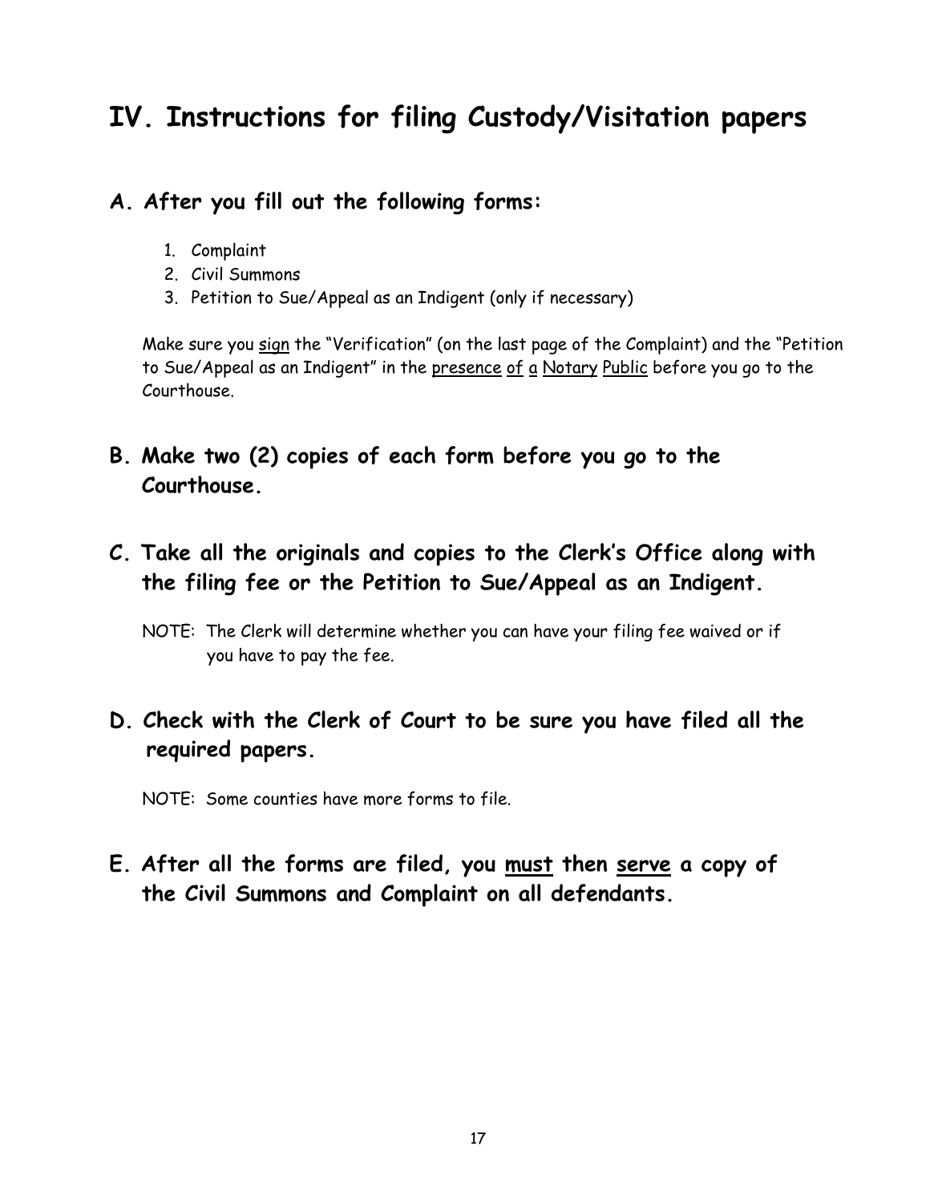# IV. Instructions for filing Custody/Visitation papers

## A. After you fill out the following forms:

1. Complaint
2. Civil Summons
3. Petition to Sue/Appeal as an Indigent (only if necessary)

Make sure you sign the "Verification" (on the last page of the Complaint) and the "Petition to Sue/Appeal as an Indigent" in the presence of a Notary Public before you go to the Courthouse.

## B. Make two (2) copies of each form before you go to the Courthouse.

## C. Take all the originals and copies to the Clerk's Office along with the filing fee or the Petition to Sue/Appeal as an Indigent.

NOTE: The Clerk will determine whether you can have your filing fee waived or if you have to pay the fee.

## D. Check with the Clerk of Court to be sure you have filed all the required papers.

NOTE: Some counties have more forms to file.

## E. After all the forms are filed, you must then serve a copy of the Civil Summons and Complaint on all defendants.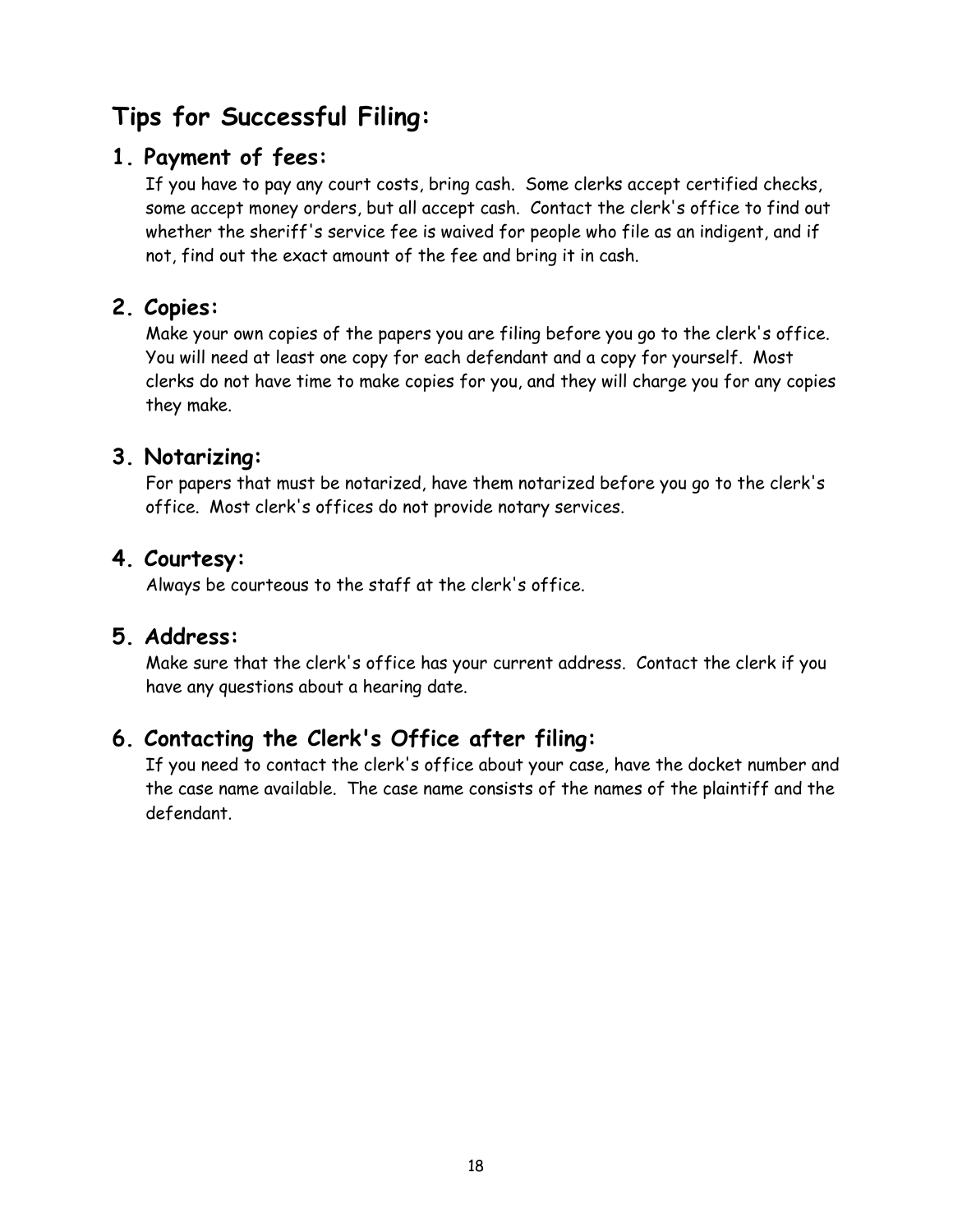# Tips for Successful Filing:

## 1. Payment of fees:

If you have to pay any court costs, bring cash. Some clerks accept certified checks, some accept money orders, but all accept cash. Contact the clerk's office to find out whether the sheriff's service fee is waived for people who file as an indigent, and if not, find out the exact amount of the fee and bring it in cash.

## 2. Copies:

Make your own copies of the papers you are filing before you go to the clerk's office. You will need at least one copy for each defendant and a copy for yourself. Most clerks do not have time to make copies for you, and they will charge you for any copies they make.

## 3. Notarizing:

For papers that must be notarized, have them notarized before you go to the clerk's office. Most clerk's offices do not provide notary services.

## 4. Courtesy:

Always be courteous to the staff at the clerk's office.

## 5. Address:

Make sure that the clerk's office has your current address. Contact the clerk if you have any questions about a hearing date.

## 6. Contacting the Clerk's Office after filing:

If you need to contact the clerk's office about your case, have the docket number and the case name available. The case name consists of the names of the plaintiff and the defendant.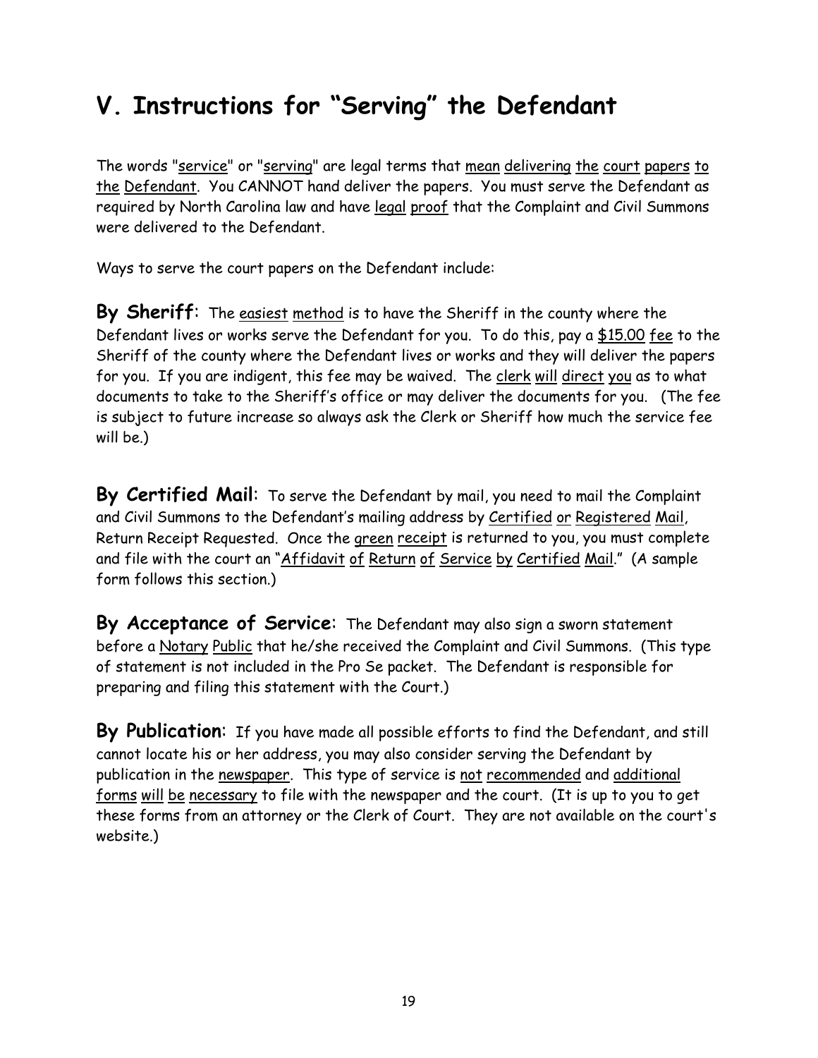# V. Instructions for "Serving" the Defendant

The words "service" or "serving" are legal terms that mean delivering the court papers to the Defendant. You CANNOT hand deliver the papers. You must serve the Defendant as required by North Carolina law and have legal proof that the Complaint and Civil Summons were delivered to the Defendant.

Ways to serve the court papers on the Defendant include:

**By Sheriff:** The easiest method is to have the Sheriff in the county where the Defendant lives or works serve the Defendant for you. To do this, pay a $15.00 fee to the Sheriff of the county where the Defendant lives or works and they will deliver the papers for you. If you are indigent, this fee may be waived. The clerk will direct you as to what documents to take to the Sheriff's office or may deliver the documents for you. (The fee is subject to future increase so always ask the Clerk or Sheriff how much the service fee will be.)

**By Certified Mail:** To serve the Defendant by mail, you need to mail the Complaint and Civil Summons to the Defendant's mailing address by Certified or Registered Mail, Return Receipt Requested. Once the green receipt is returned to you, you must complete and file with the court an "Affidavit of Return of Service by Certified Mail." (A sample form follows this section.)

**By Acceptance of Service:** The Defendant may also sign a sworn statement before a Notary Public that he/she received the Complaint and Civil Summons. (This type of statement is not included in the Pro Se packet. The Defendant is responsible for preparing and filing this statement with the Court.)

**By Publication:** If you have made all possible efforts to find the Defendant, and still cannot locate his or her address, you may also consider serving the Defendant by publication in the newspaper. This type of service is not recommended and additional forms will be necessary to file with the newspaper and the court. (It is up to you to get these forms from an attorney or the Clerk of Court. They are not available on the court's website.)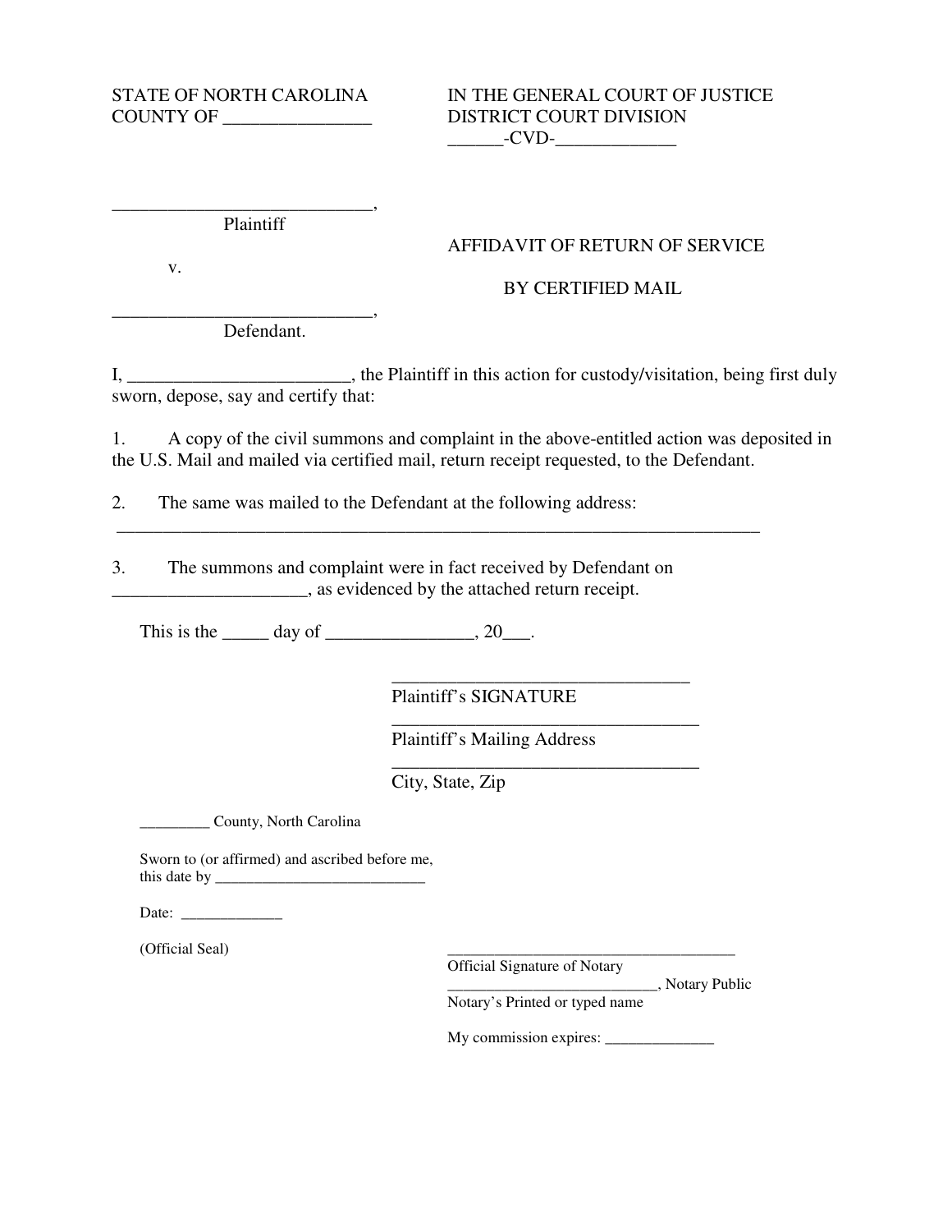STATE OF NORTH CAROLINA
COUNTY OF _______________

IN THE GENERAL COURT OF JUSTICE
DISTRICT COURT DIVISION
______-CVD-_____________

____________________________,
Plaintiff

v.

____________________________,
Defendant.

AFFIDAVIT OF RETURN OF SERVICE

BY CERTIFIED MAIL

I, _______________________, the Plaintiff in this action for custody/visitation, being first duly sworn, depose, say and certify that:

1. A copy of the civil summons and complaint in the above-entitled action was deposited in the U.S. Mail and mailed via certified mail, return receipt requested, to the Defendant.

2. The same was mailed to the Defendant at the following address:
_________________________________________________________________________

3. The summons and complaint were in fact received by Defendant on ____________________, as evidenced by the attached return receipt.

This is the _____ day of _______________, 20___.

________________________________
Plaintiff's SIGNATURE
_________________________________
Plaintiff's Mailing Address
_________________________________
City, State, Zip

_________ County, North Carolina

Sworn to (or affirmed) and ascribed before me,
this date by ___________________________

Date: _____________

(Official Seal)

___________________________________
Official Signature of Notary
__________________________, Notary Public
Notary's Printed or typed name

My commission expires: ______________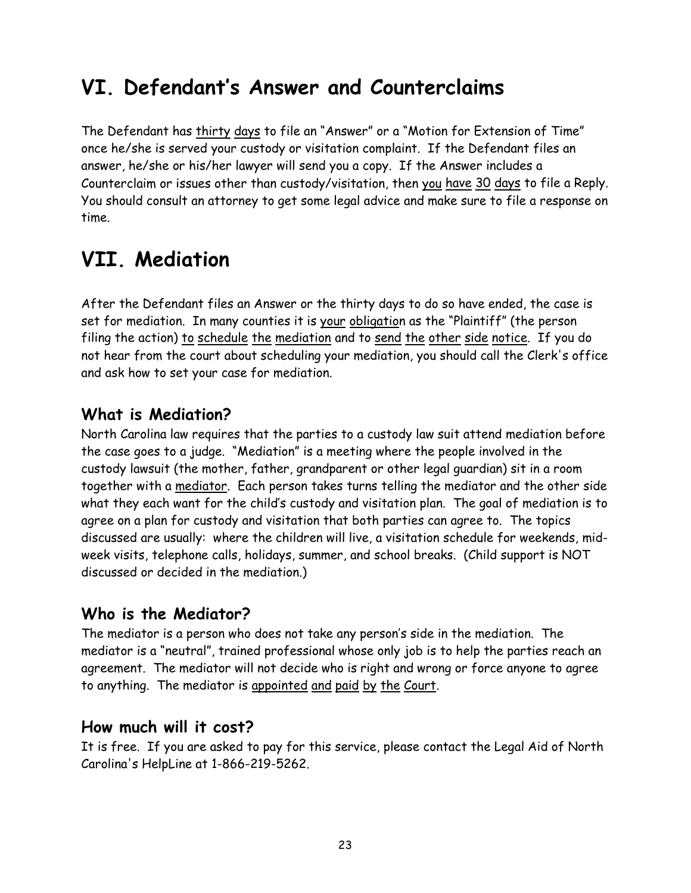# VI. Defendant's Answer and Counterclaims

The Defendant has thirty days to file an "Answer" or a "Motion for Extension of Time" once he/she is served your custody or visitation complaint. If the Defendant files an answer, he/she or his/her lawyer will send you a copy. If the Answer includes a Counterclaim or issues other than custody/visitation, then you have 30 days to file a Reply. You should consult an attorney to get some legal advice and make sure to file a response on time.

# VII. Mediation

After the Defendant files an Answer or the thirty days to do so have ended, the case is set for mediation. In many counties it is your obligation as the "Plaintiff" (the person filing the action) to schedule the mediation and to send the other side notice. If you do not hear from the court about scheduling your mediation, you should call the Clerk's office and ask how to set your case for mediation.

## What is Mediation?

North Carolina law requires that the parties to a custody law suit attend mediation before the case goes to a judge. "Mediation" is a meeting where the people involved in the custody lawsuit (the mother, father, grandparent or other legal guardian) sit in a room together with a mediator. Each person takes turns telling the mediator and the other side what they each want for the child's custody and visitation plan. The goal of mediation is to agree on a plan for custody and visitation that both parties can agree to. The topics discussed are usually: where the children will live, a visitation schedule for weekends, mid-week visits, telephone calls, holidays, summer, and school breaks. (Child support is NOT discussed or decided in the mediation.)

## Who is the Mediator?

The mediator is a person who does not take any person's side in the mediation. The mediator is a "neutral", trained professional whose only job is to help the parties reach an agreement. The mediator will not decide who is right and wrong or force anyone to agree to anything. The mediator is appointed and paid by the Court.

## How much will it cost?

It is free. If you are asked to pay for this service, please contact the Legal Aid of North Carolina's HelpLine at 1-866-219-5262.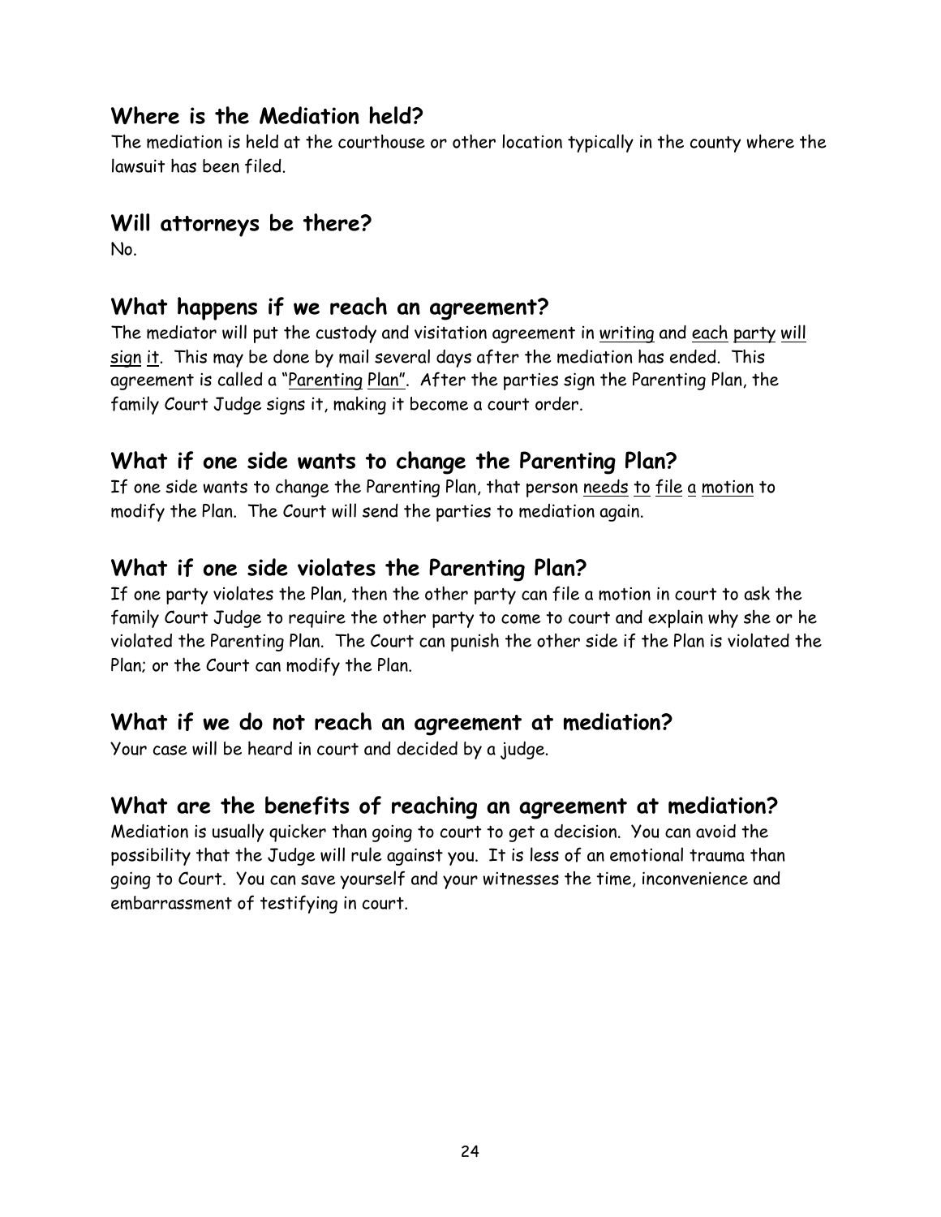## Where is the Mediation held?

The mediation is held at the courthouse or other location typically in the county where the lawsuit has been filed.

## Will attorneys be there?

No.

## What happens if we reach an agreement?

The mediator will put the custody and visitation agreement in writing and each party will sign it. This may be done by mail several days after the mediation has ended. This agreement is called a "Parenting Plan". After the parties sign the Parenting Plan, the family Court Judge signs it, making it become a court order.

## What if one side wants to change the Parenting Plan?

If one side wants to change the Parenting Plan, that person needs to file a motion to modify the Plan. The Court will send the parties to mediation again.

## What if one side violates the Parenting Plan?

If one party violates the Plan, then the other party can file a motion in court to ask the family Court Judge to require the other party to come to court and explain why she or he violated the Parenting Plan. The Court can punish the other side if the Plan is violated the Plan; or the Court can modify the Plan.

## What if we do not reach an agreement at mediation?

Your case will be heard in court and decided by a judge.

## What are the benefits of reaching an agreement at mediation?

Mediation is usually quicker than going to court to get a decision. You can avoid the possibility that the Judge will rule against you. It is less of an emotional trauma than going to Court. You can save yourself and your witnesses the time, inconvenience and embarrassment of testifying in court.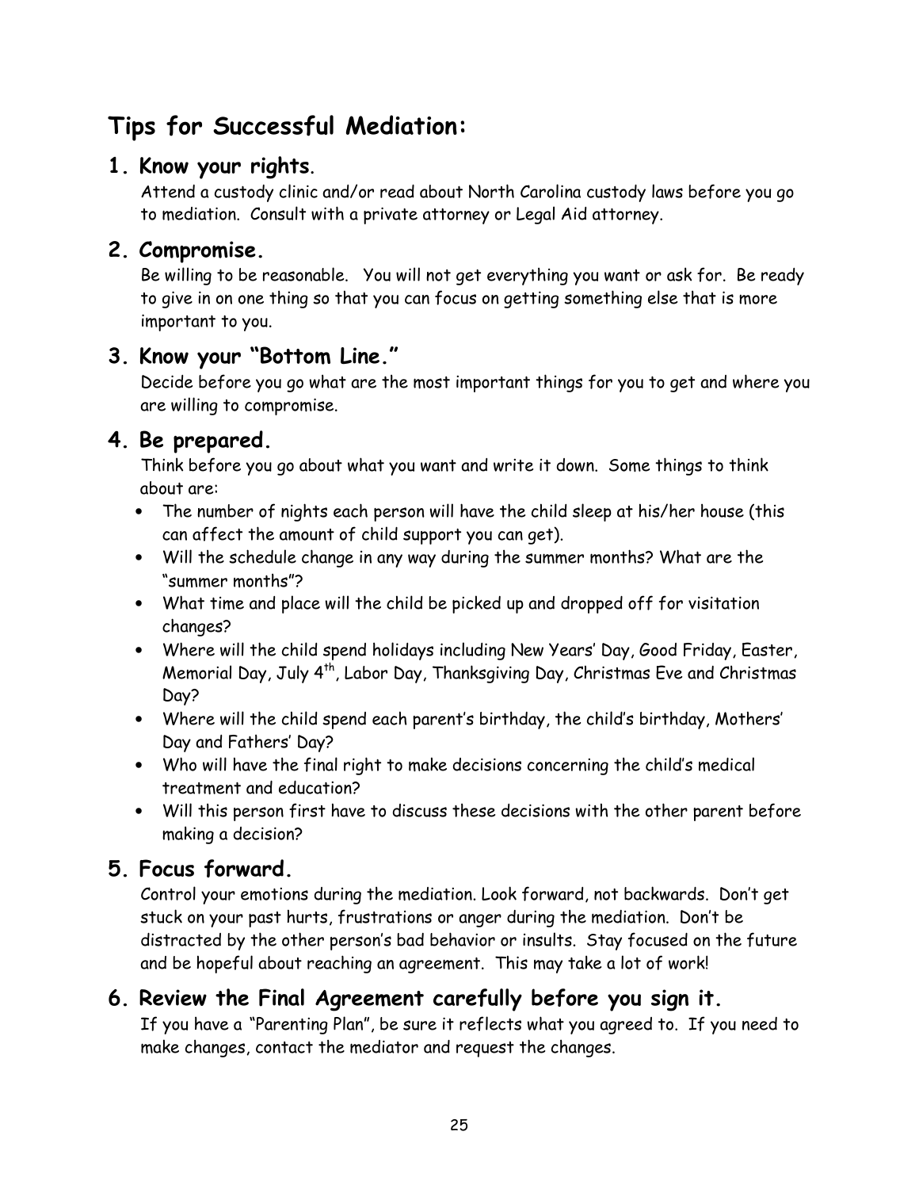# Tips for Successful Mediation:

## 1. Know your rights.

Attend a custody clinic and/or read about North Carolina custody laws before you go to mediation. Consult with a private attorney or Legal Aid attorney.

## 2. Compromise.

Be willing to be reasonable. You will not get everything you want or ask for. Be ready to give in on one thing so that you can focus on getting something else that is more important to you.

## 3. Know your "Bottom Line."

Decide before you go what are the most important things for you to get and where you are willing to compromise.

## 4. Be prepared.

Think before you go about what you want and write it down. Some things to think about are:

- The number of nights each person will have the child sleep at his/her house (this can affect the amount of child support you can get).
- Will the schedule change in any way during the summer months? What are the "summer months"?
- What time and place will the child be picked up and dropped off for visitation changes?
- Where will the child spend holidays including New Years' Day, Good Friday, Easter, Memorial Day, July 4th, Labor Day, Thanksgiving Day, Christmas Eve and Christmas Day?
- Where will the child spend each parent's birthday, the child's birthday, Mothers' Day and Fathers' Day?
- Who will have the final right to make decisions concerning the child's medical treatment and education?
- Will this person first have to discuss these decisions with the other parent before making a decision?

## 5. Focus forward.

Control your emotions during the mediation. Look forward, not backwards. Don't get stuck on your past hurts, frustrations or anger during the mediation. Don't be distracted by the other person's bad behavior or insults. Stay focused on the future and be hopeful about reaching an agreement. This may take a lot of work!

## 6. Review the Final Agreement carefully before you sign it.

If you have a "Parenting Plan", be sure it reflects what you agreed to. If you need to make changes, contact the mediator and request the changes.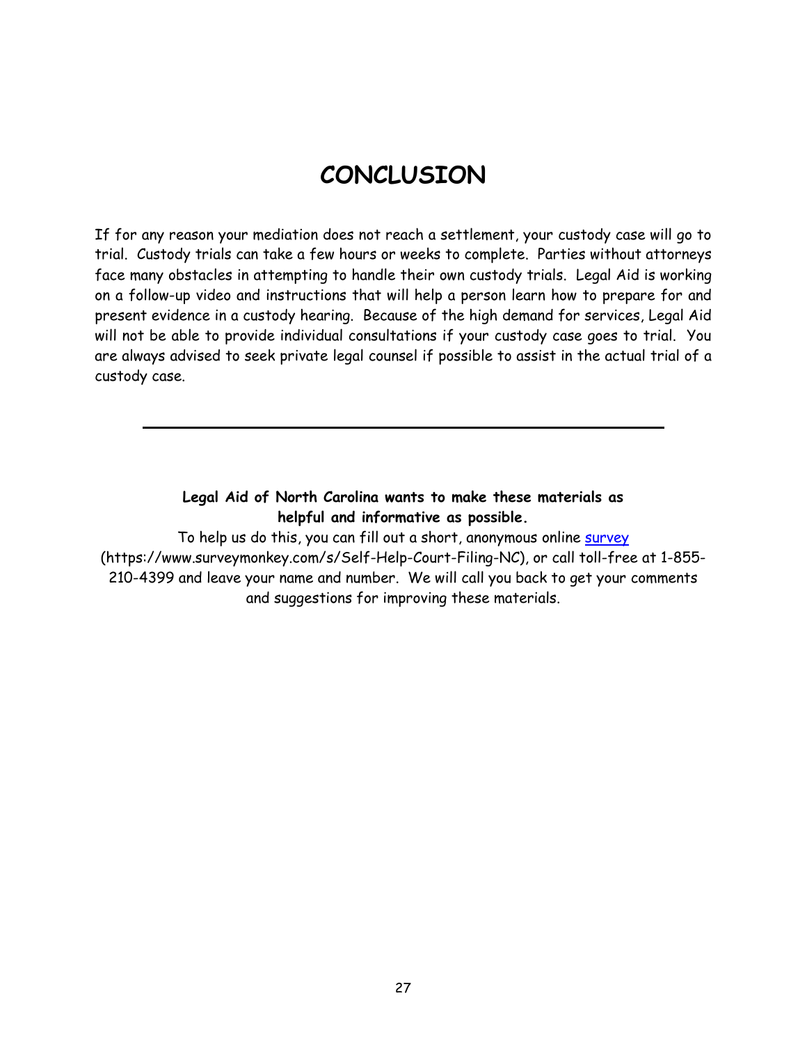# CONCLUSION

If for any reason your mediation does not reach a settlement, your custody case will go to trial. Custody trials can take a few hours or weeks to complete. Parties without attorneys face many obstacles in attempting to handle their own custody trials. Legal Aid is working on a follow-up video and instructions that will help a person learn how to prepare for and present evidence in a custody hearing. Because of the high demand for services, Legal Aid will not be able to provide individual consultations if your custody case goes to trial. You are always advised to seek private legal counsel if possible to assist in the actual trial of a custody case.

---

**Legal Aid of North Carolina wants to make these materials as helpful and informative as possible.**

To help us do this, you can fill out a short, anonymous online [survey](https://www.surveymonkey.com/s/Self-Help-Court-Filing-NC) (https://www.surveymonkey.com/s/Self-Help-Court-Filing-NC), or call toll-free at 1-855-210-4399 and leave your name and number. We will call you back to get your comments and suggestions for improving these materials.